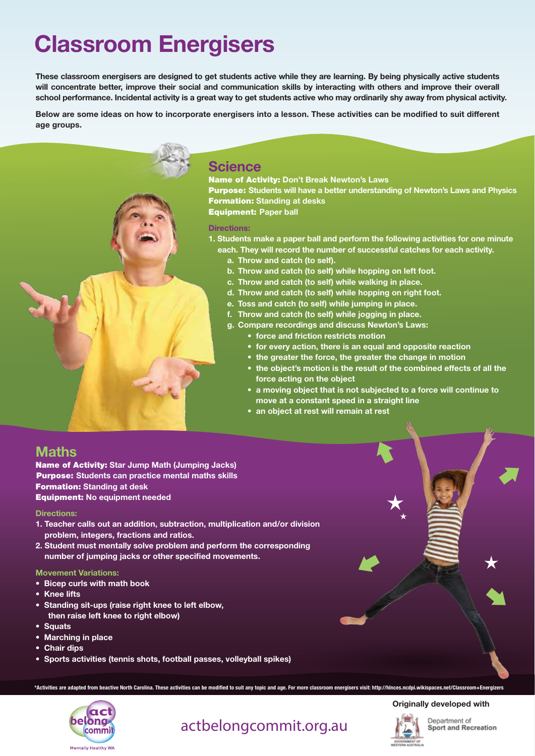# Classroom Energisers

**These classroom energisers are designed to get students active while they are learning. By being physically active students will concentrate better, improve their social and communication skills by interacting with others and improve their overall school performance. Incidental activity is a great way to get students active who may ordinarily shy away from physical activity.**

**Below are some ideas on how to incorporate energisers into a lesson. These activities can be modified to suit different age groups.**

## Science

**Name of Activity:** Don't Break Newton's Laws
**Purpose:** Students will have a better understanding of Newton's Laws and Physics
**Formation:** Standing at desks
**Equipment:** Paper ball

### Directions:

1. Students make a paper ball and perform the following activities for one minute each. They will record the number of successful catches for each activity.
   a. Throw and catch (to self).
   b. Throw and catch (to self) while hopping on left foot.
   c. Throw and catch (to self) while walking in place.
   d. Throw and catch (to self) while hopping on right foot.
   e. Toss and catch (to self) while jumping in place.
   f. Throw and catch (to self) while jogging in place.
   g. Compare recordings and discuss Newton's Laws:
      - force and friction restricts motion
      - for every action, there is an equal and opposite reaction
      - the greater the force, the greater the change in motion
      - the object's motion is the result of the combined effects of all the force acting on the object
      - a moving object that is not subjected to a force will continue to move at a constant speed in a straight line
      - an object at rest will remain at rest

## Maths

**Name of Activity:** Star Jump Math (Jumping Jacks)
**Purpose:** Students can practice mental maths skills
**Formation:** Standing at desk
**Equipment:** No equipment needed

### Directions:

1. Teacher calls out an addition, subtraction, multiplication and/or division problem, integers, fractions and ratios.
2. Student must mentally solve problem and perform the corresponding number of jumping jacks or other specified movements.

### Movement Variations:

- Bicep curls with math book
- Knee lifts
- Standing sit-ups (raise right knee to left elbow, then raise left knee to right elbow)
- Squats
- Marching in place
- Chair dips
- Sports activities (tennis shots, football passes, volleyball spikes)

*Activities are adapted from beactive North Carolina. These activities can be modified to suit any topic and age. For more classroom energisers visit: http://hlnces.ncdpi.wikispaces.net/Classroom+Energizers

act belong commit — Mentally Healthy WA

actbelongcommit.org.au

Originally developed with Department of Sport and Recreation, Government of Western Australia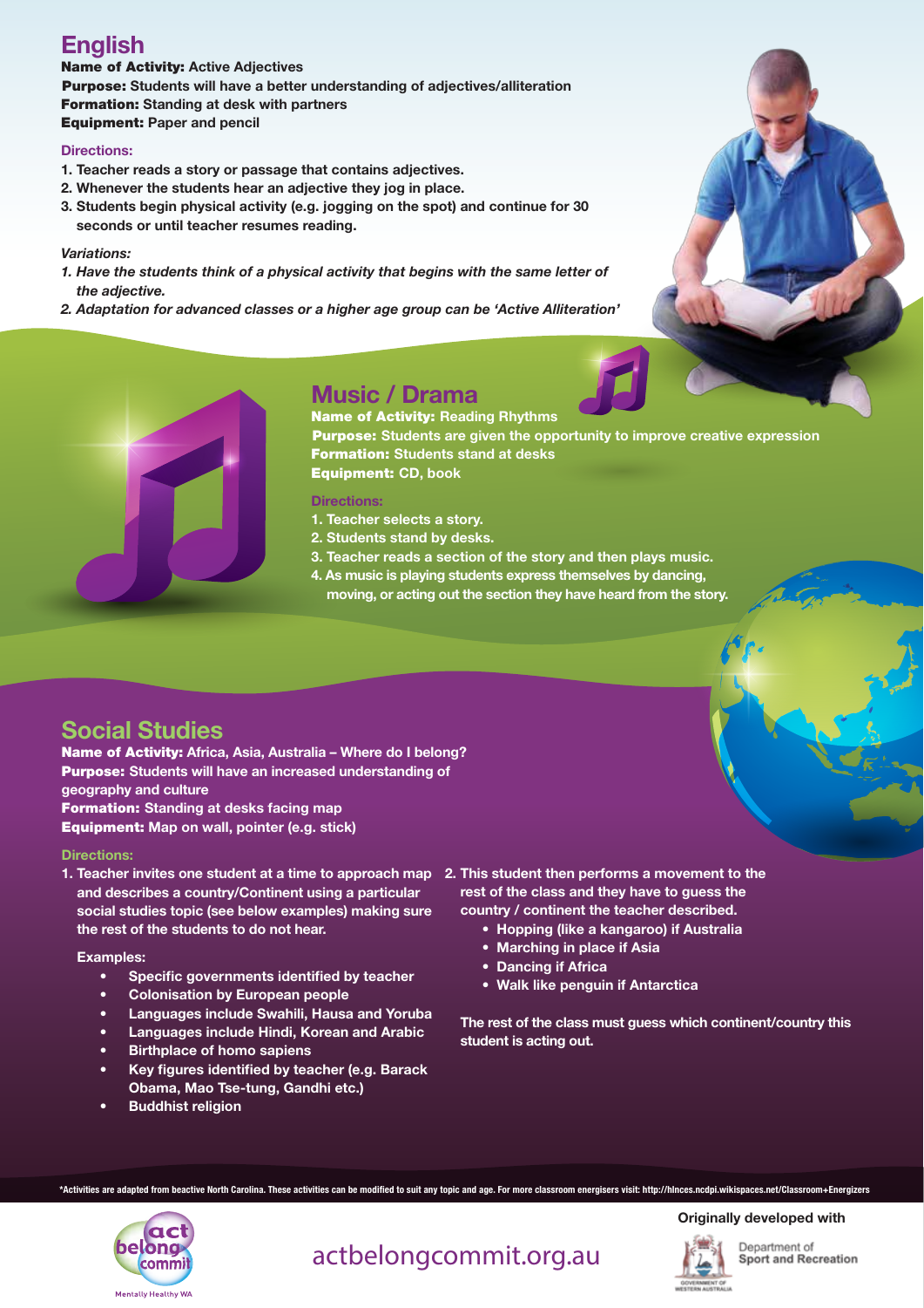## English

**Name of Activity:** Active Adjectives
**Purpose:** Students will have a better understanding of adjectives/alliteration
**Formation:** Standing at desk with partners
**Equipment:** Paper and pencil

**Directions:**

1. Teacher reads a story or passage that contains adjectives.
2. Whenever the students hear an adjective they jog in place.
3. Students begin physical activity (e.g. jogging on the spot) and continue for 30 seconds or until teacher resumes reading.

*Variations:*

1. *Have the students think of a physical activity that begins with the same letter of the adjective.*
2. *Adaptation for advanced classes or a higher age group can be 'Active Alliteration'*

## Music / Drama

**Name of Activity:** Reading Rhythms
**Purpose:** Students are given the opportunity to improve creative expression
**Formation:** Students stand at desks
**Equipment:** CD, book

**Directions:**

1. Teacher selects a story.
2. Students stand by desks.
3. Teacher reads a section of the story and then plays music.
4. As music is playing students express themselves by dancing, moving, or acting out the section they have heard from the story.

## Social Studies

**Name of Activity:** Africa, Asia, Australia – Where do I belong?
**Purpose:** Students will have an increased understanding of geography and culture
**Formation:** Standing at desks facing map
**Equipment:** Map on wall, pointer (e.g. stick)

**Directions:**

1. Teacher invites one student at a time to approach map and describes a country/Continent using a particular social studies topic (see below examples) making sure the rest of the students to do not hear.

   Examples:
   - Specific governments identified by teacher
   - Colonisation by European people
   - Languages include Swahili, Hausa and Yoruba
   - Languages include Hindi, Korean and Arabic
   - Birthplace of homo sapiens
   - Key figures identified by teacher (e.g. Barack Obama, Mao Tse-tung, Gandhi etc.)
   - Buddhist religion

2. This student then performs a movement to the rest of the class and they have to guess the country / continent the teacher described.
   - Hopping (like a kangaroo) if Australia
   - Marching in place if Asia
   - Dancing if Africa
   - Walk like penguin if Antarctica

The rest of the class must guess which continent/country this student is acting out.

*Activities are adapted from beactive North Carolina. These activities can be modified to suit any topic and age. For more classroom energisers visit: http://hlnces.ncdpi.wikispaces.net/Classroom+Energizers

act belong commit – Mentally Healthy WA

actbelongcommit.org.au

Originally developed with Department of Sport and Recreation – Government of Western Australia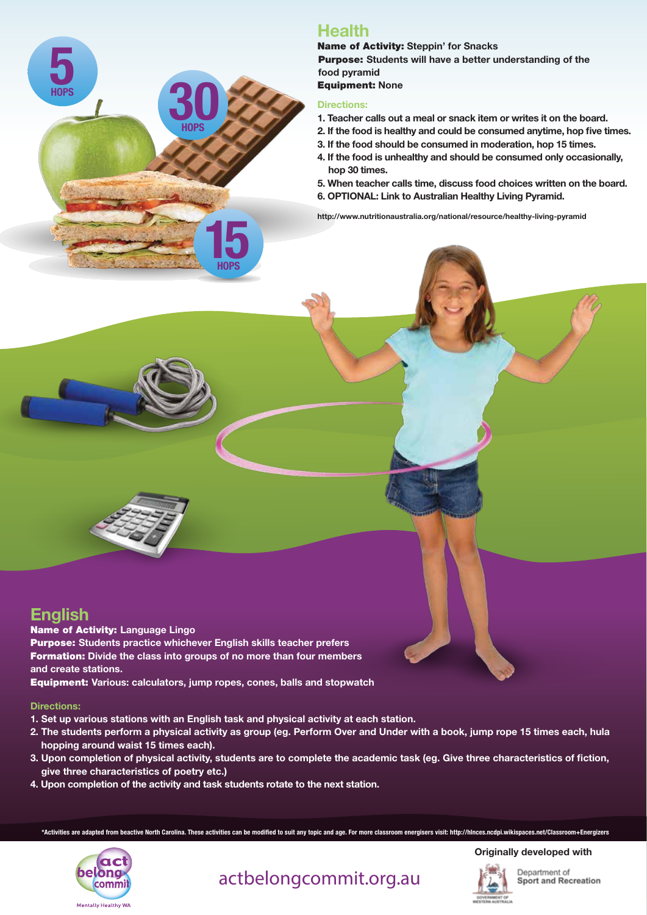## Health

**Name of Activity:** Steppin' for Snacks

**Purpose:** Students will have a better understanding of the food pyramid

**Equipment:** None

### Directions:

1. Teacher calls out a meal or snack item or writes it on the board.
2. If the food is healthy and could be consumed anytime, hop five times.
3. If the food should be consumed in moderation, hop 15 times.
4. If the food is unhealthy and should be consumed only occasionally, hop 30 times.
5. When teacher calls time, discuss food choices written on the board.
6. OPTIONAL: Link to Australian Healthy Living Pyramid.

http://www.nutritionaustralia.org/national/resource/healthy-living-pyramid

## English

**Name of Activity:** Language Lingo

**Purpose:** Students practice whichever English skills teacher prefers

**Formation:** Divide the class into groups of no more than four members and create stations.

**Equipment:** Various: calculators, jump ropes, cones, balls and stopwatch

### Directions:

1. Set up various stations with an English task and physical activity at each station.
2. The students perform a physical activity as group (eg. Perform Over and Under with a book, jump rope 15 times each, hula hopping around waist 15 times each).
3. Upon completion of physical activity, students are to complete the academic task (eg. Give three characteristics of fiction, give three characteristics of poetry etc.)
4. Upon completion of the activity and task students rotate to the next station.

*Activities are adapted from beactive North Carolina. These activities can be modified to suit any topic and age. For more classroom energisers visit: http://hlnces.ncdpi.wikispaces.net/Classroom+Energizers

actbelongcommit.org.au

Originally developed with Department of Sport and Recreation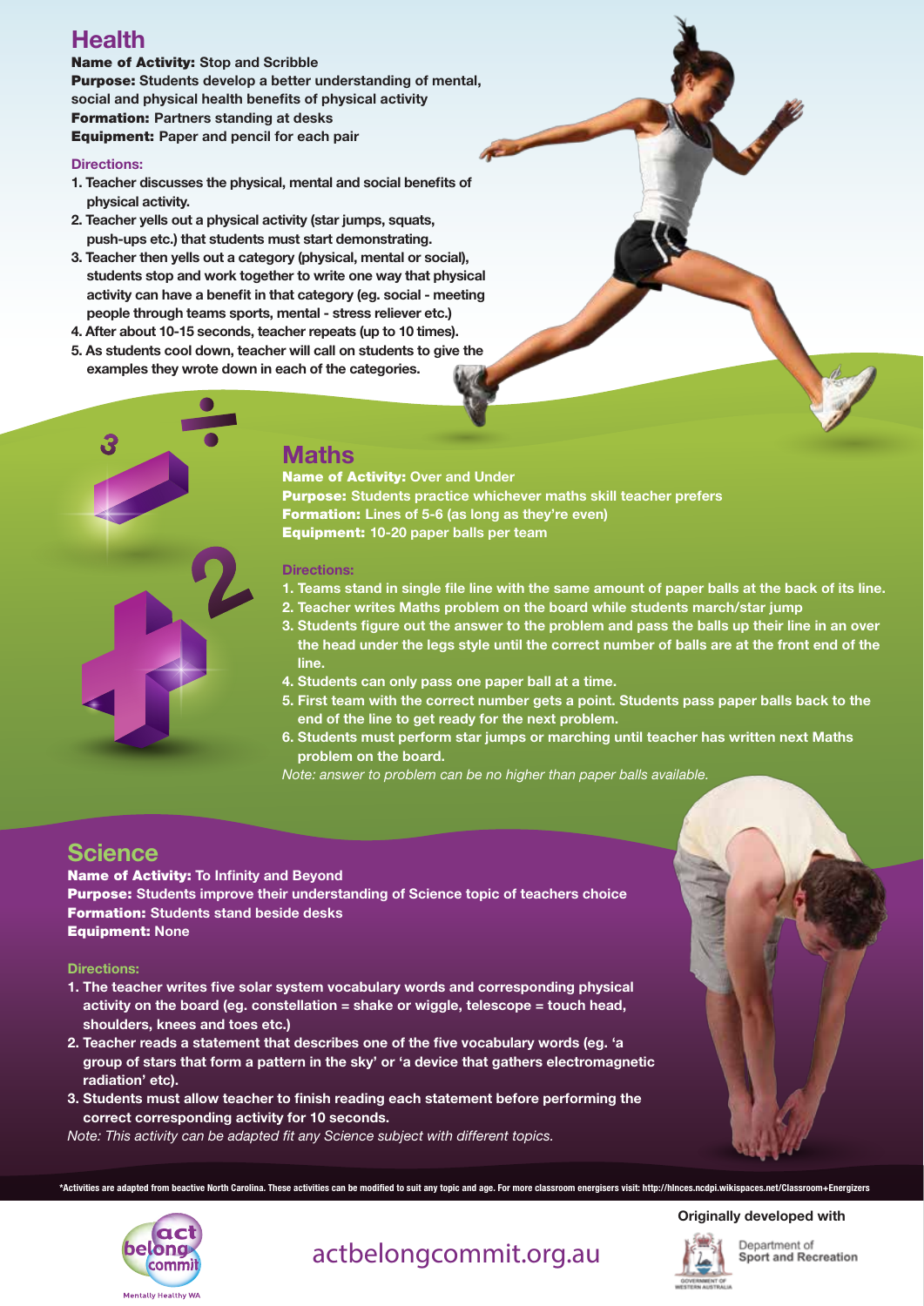## Health

**Name of Activity:** Stop and Scribble
**Purpose:** Students develop a better understanding of mental, social and physical health benefits of physical activity
**Formation:** Partners standing at desks
**Equipment:** Paper and pencil for each pair

### Directions:

1. Teacher discusses the physical, mental and social benefits of physical activity.
2. Teacher yells out a physical activity (star jumps, squats, push-ups etc.) that students must start demonstrating.
3. Teacher then yells out a category (physical, mental or social), students stop and work together to write one way that physical activity can have a benefit in that category (eg. social - meeting people through teams sports, mental - stress reliever etc.)
4. After about 10-15 seconds, teacher repeats (up to 10 times).
5. As students cool down, teacher will call on students to give the examples they wrote down in each of the categories.

## Maths

**Name of Activity:** Over and Under
**Purpose:** Students practice whichever maths skill teacher prefers
**Formation:** Lines of 5-6 (as long as they're even)
**Equipment:** 10-20 paper balls per team

### Directions:

1. Teams stand in single file line with the same amount of paper balls at the back of its line.
2. Teacher writes Maths problem on the board while students march/star jump
3. Students figure out the answer to the problem and pass the balls up their line in an over the head under the legs style until the correct number of balls are at the front end of the line.
4. Students can only pass one paper ball at a time.
5. First team with the correct number gets a point. Students pass paper balls back to the end of the line to get ready for the next problem.
6. Students must perform star jumps or marching until teacher has written next Maths problem on the board.

*Note: answer to problem can be no higher than paper balls available.*

## Science

**Name of Activity:** To Infinity and Beyond
**Purpose:** Students improve their understanding of Science topic of teachers choice
**Formation:** Students stand beside desks
**Equipment:** None

### Directions:

1. The teacher writes five solar system vocabulary words and corresponding physical activity on the board (eg. constellation = shake or wiggle, telescope = touch head, shoulders, knees and toes etc.)
2. Teacher reads a statement that describes one of the five vocabulary words (eg. 'a group of stars that form a pattern in the sky' or 'a device that gathers electromagnetic radiation' etc).
3. Students must allow teacher to finish reading each statement before performing the correct corresponding activity for 10 seconds.

*Note: This activity can be adapted fit any Science subject with different topics.*

*Activities are adapted from beactive North Carolina. These activities can be modified to suit any topic and age. For more classroom energisers visit: http://hlnces.ncdpi.wikispaces.net/Classroom+Energizers

act belong commit — Mentally Healthy WA

actbelongcommit.org.au

Originally developed with Department of Sport and Recreation, Government of Western Australia